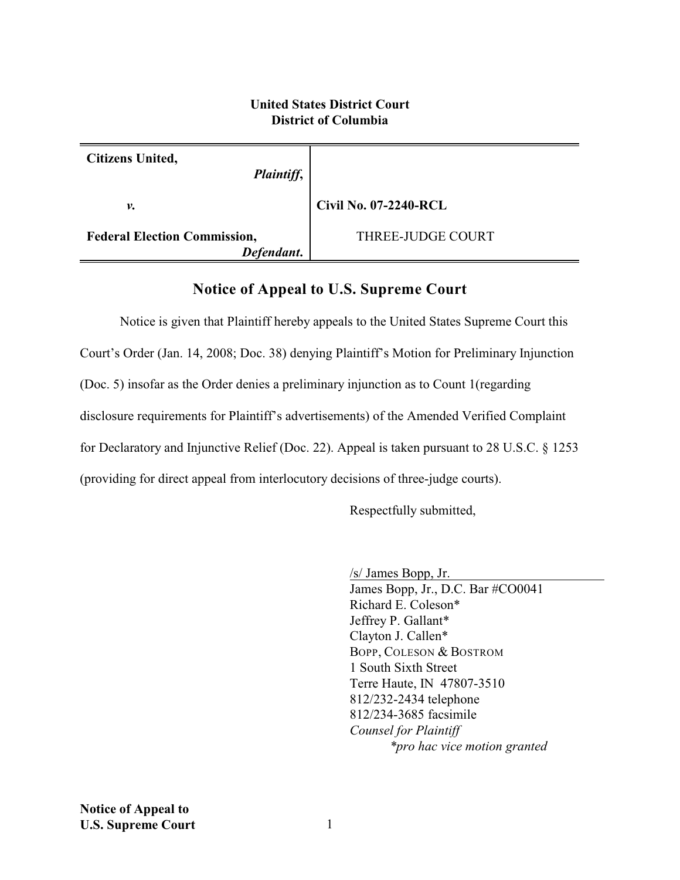**United States District Court**
**District of Columbia**

| **Citizens United,** *Plaintiff*, | |
|---|---|
| ***v.*** | **Civil No. 07-2240-RCL** |
| **Federal Election Commission,** ***Defendant.*** | THREE-JUDGE COURT |

## Notice of Appeal to U.S. Supreme Court

Notice is given that Plaintiff hereby appeals to the United States Supreme Court this Court's Order (Jan. 14, 2008; Doc. 38) denying Plaintiff's Motion for Preliminary Injunction (Doc. 5) insofar as the Order denies a preliminary injunction as to Count 1(regarding disclosure requirements for Plaintiff's advertisements) of the Amended Verified Complaint for Declaratory and Injunctive Relief (Doc. 22). Appeal is taken pursuant to 28 U.S.C. § 1253 (providing for direct appeal from interlocutory decisions of three-judge courts).

Respectfully submitted,

/s/ James Bopp, Jr.
James Bopp, Jr., D.C. Bar #CO0041
Richard E. Coleson*
Jeffrey P. Gallant*
Clayton J. Callen*
BOPP, COLESON & BOSTROM
1 South Sixth Street
Terre Haute, IN 47807-3510
812/232-2434 telephone
812/234-3685 facsimile
*Counsel for Plaintiff*
*\*pro hac vice motion granted*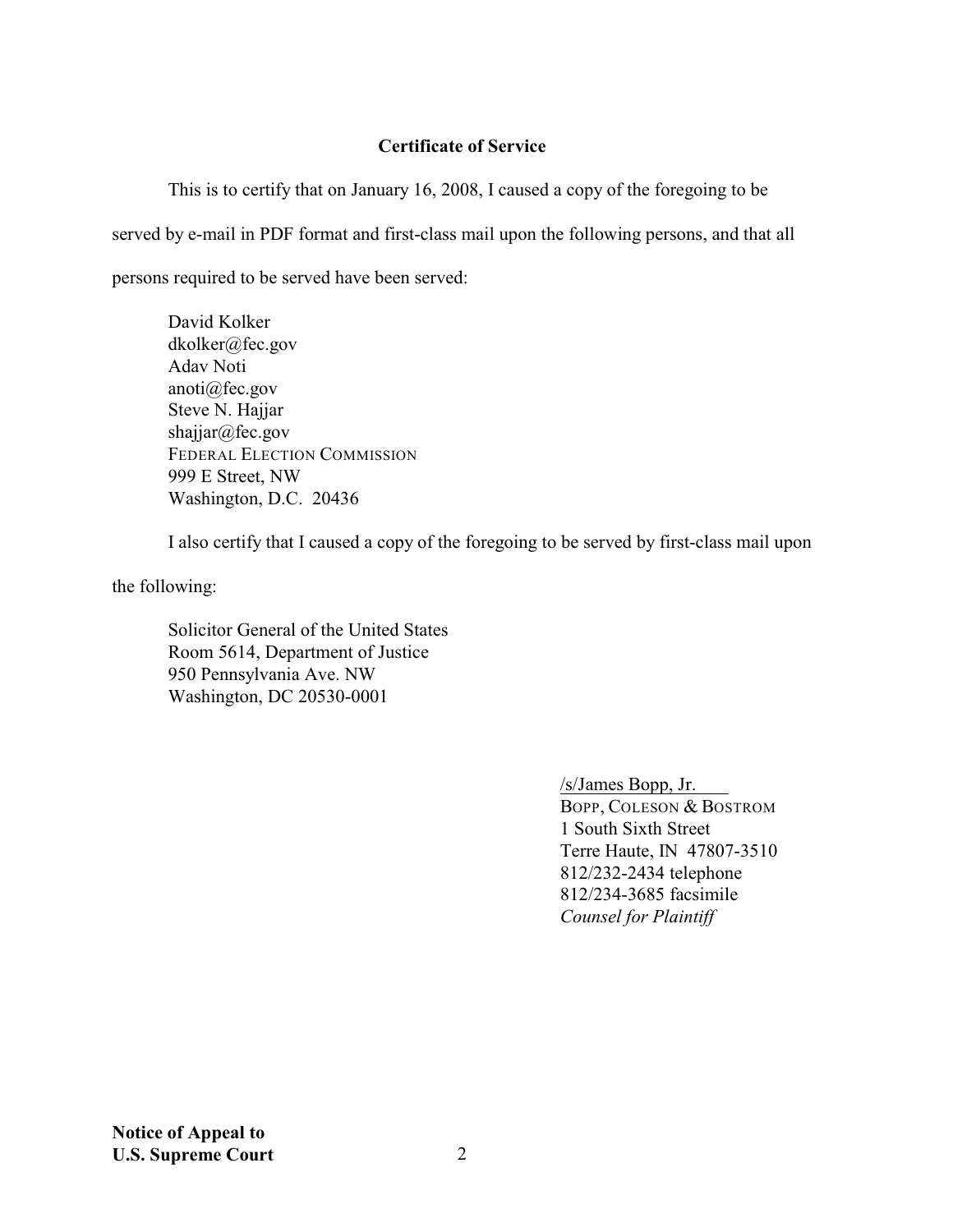## Certificate of Service

This is to certify that on January 16, 2008, I caused a copy of the foregoing to be served by e-mail in PDF format and first-class mail upon the following persons, and that all persons required to be served have been served:

David Kolker  
dkolker@fec.gov  
Adav Noti  
anoti@fec.gov  
Steve N. Hajjar  
shajjar@fec.gov  
FEDERAL ELECTION COMMISSION  
999 E Street, NW  
Washington, D.C. 20436

I also certify that I caused a copy of the foregoing to be served by first-class mail upon the following:

Solicitor General of the United States  
Room 5614, Department of Justice  
950 Pennsylvania Ave. NW  
Washington, DC 20530-0001

/s/James Bopp, Jr.  
BOPP, COLESON & BOSTROM  
1 South Sixth Street  
Terre Haute, IN 47807-3510  
812/232-2434 telephone  
812/234-3685 facsimile  
*Counsel for Plaintiff*

**Notice of Appeal to U.S. Supreme Court**